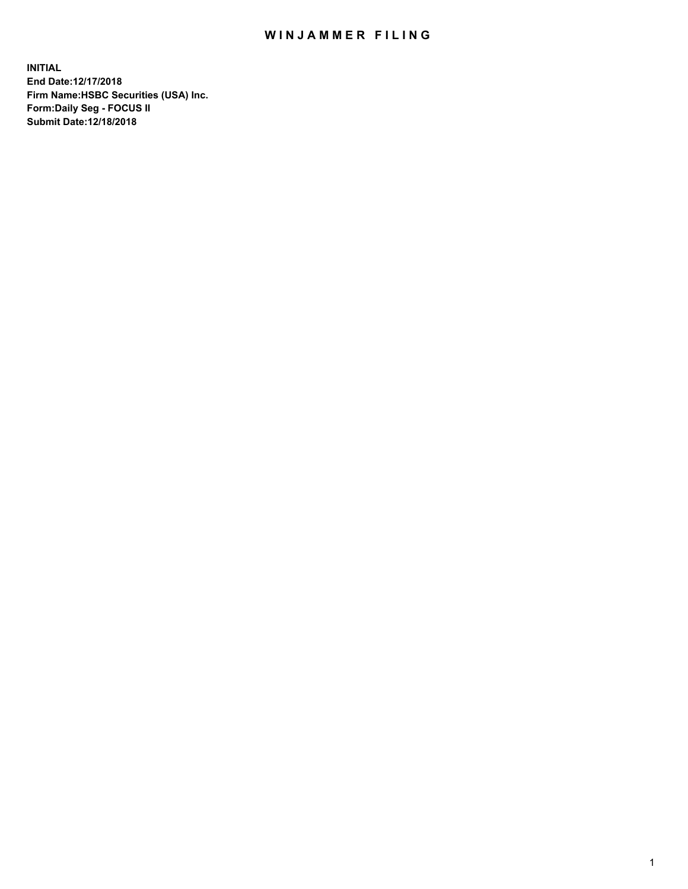# WINJAMMER FILING

**INITIAL**
**End Date:12/17/2018**
**Firm Name:HSBC Securities (USA) Inc.**
**Form:Daily Seg - FOCUS II**
**Submit Date:12/18/2018**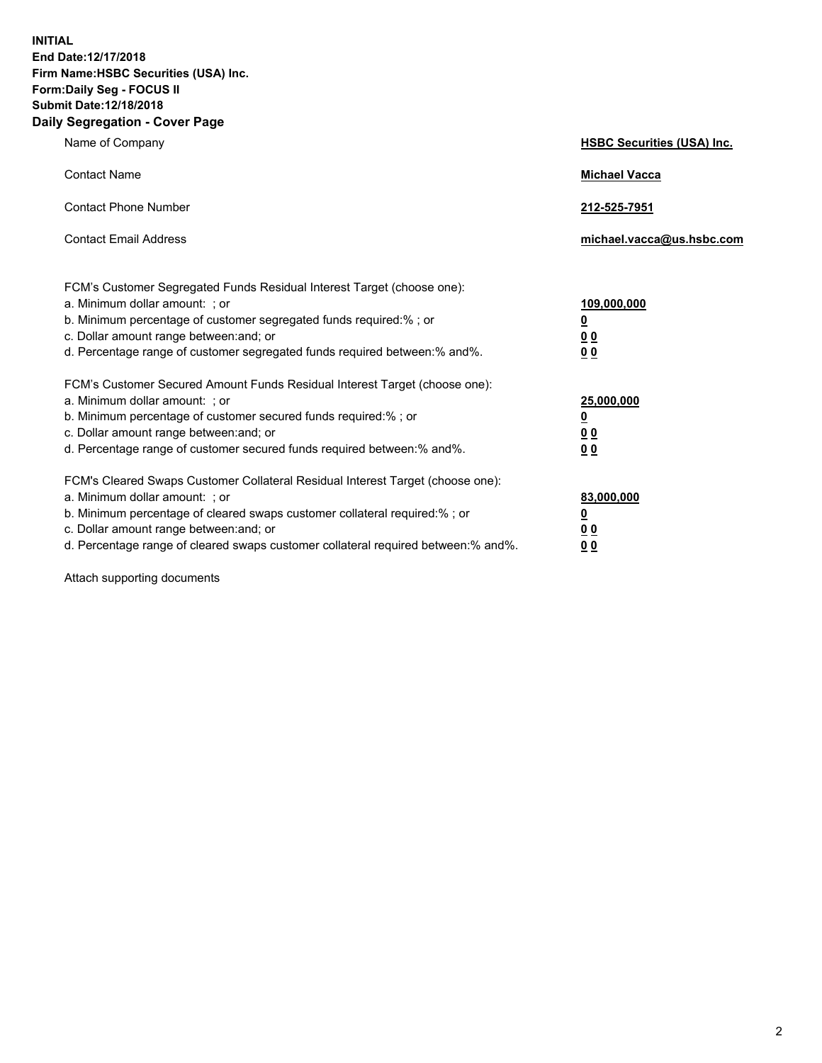**INITIAL**
**End Date:12/17/2018**
**Firm Name:HSBC Securities (USA) Inc.**
**Form:Daily Seg - FOCUS II**
**Submit Date:12/18/2018**

## Daily Segregation - Cover Page

| | |
|---|---|
| Name of Company | **HSBC Securities (USA) Inc.** |
| Contact Name | **Michael Vacca** |
| Contact Phone Number | **212-525-7951** |
| Contact Email Address | **michael.vacca@us.hsbc.com** |

| | |
|---|---|
| FCM's Customer Segregated Funds Residual Interest Target (choose one): | |
| a. Minimum dollar amount: ; or | **109,000,000** |
| b. Minimum percentage of customer segregated funds required:% ; or | **0** |
| c. Dollar amount range between:and; or | **0 0** |
| d. Percentage range of customer segregated funds required between:% and%. | **0 0** |
| FCM's Customer Secured Amount Funds Residual Interest Target (choose one): | |
| a. Minimum dollar amount: ; or | **25,000,000** |
| b. Minimum percentage of customer secured funds required:% ; or | **0** |
| c. Dollar amount range between:and; or | **0 0** |
| d. Percentage range of customer secured funds required between:% and%. | **0 0** |
| FCM's Cleared Swaps Customer Collateral Residual Interest Target (choose one): | |
| a. Minimum dollar amount: ; or | **83,000,000** |
| b. Minimum percentage of cleared swaps customer collateral required:% ; or | **0** |
| c. Dollar amount range between:and; or | **0 0** |
| d. Percentage range of cleared swaps customer collateral required between:% and%. | **0 0** |

Attach supporting documents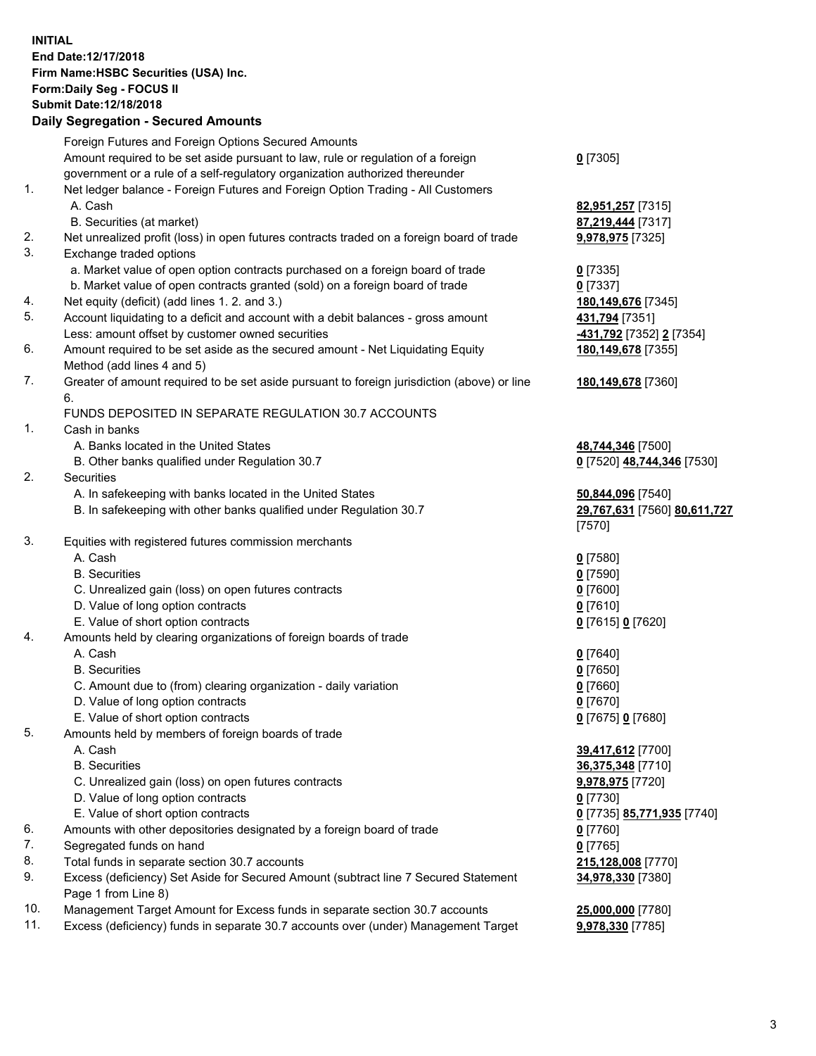**INITIAL**
**End Date:12/17/2018**
**Firm Name:HSBC Securities (USA) Inc.**
**Form:Daily Seg - FOCUS II**
**Submit Date:12/18/2018**

## Daily Segregation - Secured Amounts

| | | |
|---|---|---|
| | Foreign Futures and Foreign Options Secured Amounts | |
| | Amount required to be set aside pursuant to law, rule or regulation of a foreign government or a rule of a self-regulatory organization authorized thereunder | **0** [7305] |
| 1. | Net ledger balance - Foreign Futures and Foreign Option Trading - All Customers | |
| | A. Cash | **82,951,257** [7315] |
| | B. Securities (at market) | **87,219,444** [7317] |
| 2. | Net unrealized profit (loss) in open futures contracts traded on a foreign board of trade | **9,978,975** [7325] |
| 3. | Exchange traded options | |
| | a. Market value of open option contracts purchased on a foreign board of trade | **0** [7335] |
| | b. Market value of open contracts granted (sold) on a foreign board of trade | **0** [7337] |
| 4. | Net equity (deficit) (add lines 1. 2. and 3.) | **180,149,676** [7345] |
| 5. | Account liquidating to a deficit and account with a debit balances - gross amount | **431,794** [7351] |
| | Less: amount offset by customer owned securities | **-431,792** [7352] **2** [7354] |
| 6. | Amount required to be set aside as the secured amount - Net Liquidating Equity Method (add lines 4 and 5) | **180,149,678** [7355] |
| 7. | Greater of amount required to be set aside pursuant to foreign jurisdiction (above) or line 6. | **180,149,678** [7360] |
| | FUNDS DEPOSITED IN SEPARATE REGULATION 30.7 ACCOUNTS | |
| 1. | Cash in banks | |
| | A. Banks located in the United States | **48,744,346** [7500] |
| | B. Other banks qualified under Regulation 30.7 | **0** [7520] **48,744,346** [7530] |
| 2. | Securities | |
| | A. In safekeeping with banks located in the United States | **50,844,096** [7540] |
| | B. In safekeeping with other banks qualified under Regulation 30.7 | **29,767,631** [7560] **80,611,727** [7570] |
| 3. | Equities with registered futures commission merchants | |
| | A. Cash | **0** [7580] |
| | B. Securities | **0** [7590] |
| | C. Unrealized gain (loss) on open futures contracts | **0** [7600] |
| | D. Value of long option contracts | **0** [7610] |
| | E. Value of short option contracts | **0** [7615] **0** [7620] |
| 4. | Amounts held by clearing organizations of foreign boards of trade | |
| | A. Cash | **0** [7640] |
| | B. Securities | **0** [7650] |
| | C. Amount due to (from) clearing organization - daily variation | **0** [7660] |
| | D. Value of long option contracts | **0** [7670] |
| | E. Value of short option contracts | **0** [7675] **0** [7680] |
| 5. | Amounts held by members of foreign boards of trade | |
| | A. Cash | **39,417,612** [7700] |
| | B. Securities | **36,375,348** [7710] |
| | C. Unrealized gain (loss) on open futures contracts | **9,978,975** [7720] |
| | D. Value of long option contracts | **0** [7730] |
| | E. Value of short option contracts | **0** [7735] **85,771,935** [7740] |
| 6. | Amounts with other depositories designated by a foreign board of trade | **0** [7760] |
| 7. | Segregated funds on hand | **0** [7765] |
| 8. | Total funds in separate section 30.7 accounts | **215,128,008** [7770] |
| 9. | Excess (deficiency) Set Aside for Secured Amount (subtract line 7 Secured Statement Page 1 from Line 8) | **34,978,330** [7380] |
| 10. | Management Target Amount for Excess funds in separate section 30.7 accounts | **25,000,000** [7780] |
| 11. | Excess (deficiency) funds in separate 30.7 accounts over (under) Management Target | **9,978,330** [7785] |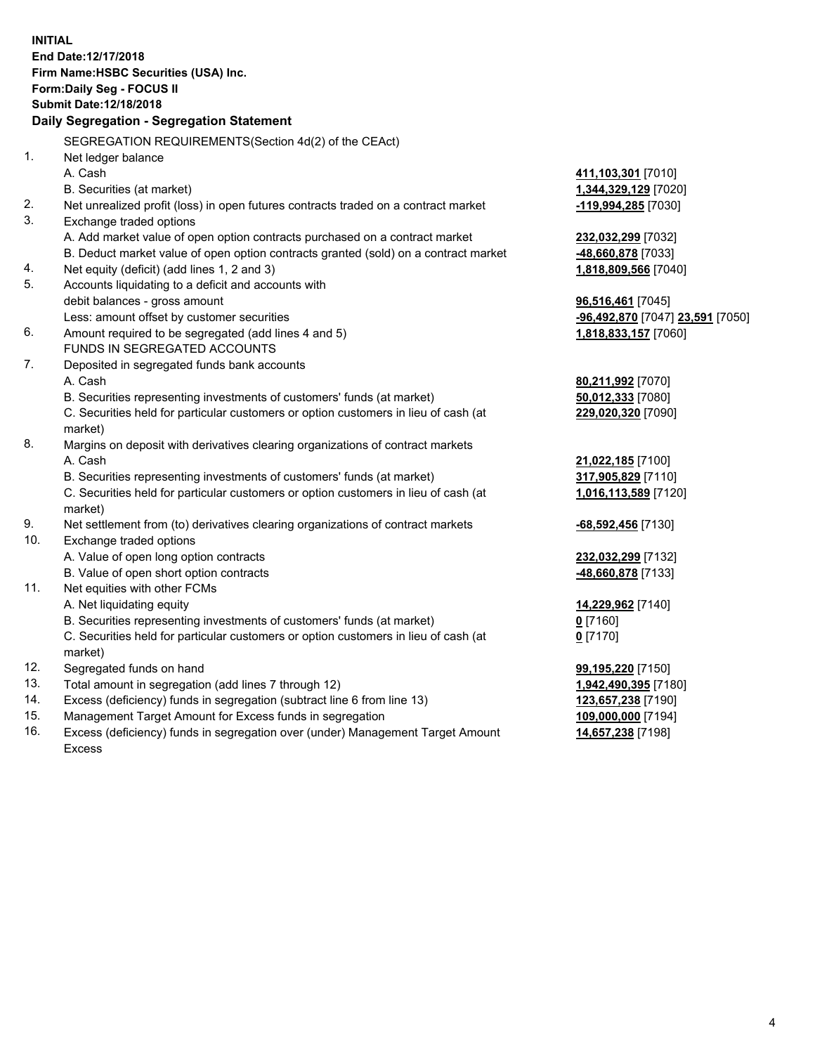**INITIAL**
**End Date:12/17/2018**
**Firm Name:HSBC Securities (USA) Inc.**
**Form:Daily Seg - FOCUS II**
**Submit Date:12/18/2018**

**Daily Segregation - Segregation Statement**

SEGREGATION REQUIREMENTS(Section 4d(2) of the CEAct)

| | | |
|---|---|---|
| 1. | Net ledger balance | |
| | A. Cash | **411,103,301** [7010] |
| | B. Securities (at market) | **1,344,329,129** [7020] |
| 2. | Net unrealized profit (loss) in open futures contracts traded on a contract market | **-119,994,285** [7030] |
| 3. | Exchange traded options | |
| | A. Add market value of open option contracts purchased on a contract market | **232,032,299** [7032] |
| | B. Deduct market value of open option contracts granted (sold) on a contract market | **-48,660,878** [7033] |
| 4. | Net equity (deficit) (add lines 1, 2 and 3) | **1,818,809,566** [7040] |
| 5. | Accounts liquidating to a deficit and accounts with debit balances - gross amount | **96,516,461** [7045] |
| | Less: amount offset by customer securities | **-96,492,870** [7047] **23,591** [7050] |
| 6. | Amount required to be segregated (add lines 4 and 5) | **1,818,833,157** [7060] |
| | FUNDS IN SEGREGATED ACCOUNTS | |
| 7. | Deposited in segregated funds bank accounts | |
| | A. Cash | **80,211,992** [7070] |
| | B. Securities representing investments of customers' funds (at market) | **50,012,333** [7080] |
| | C. Securities held for particular customers or option customers in lieu of cash (at market) | **229,020,320** [7090] |
| 8. | Margins on deposit with derivatives clearing organizations of contract markets | |
| | A. Cash | **21,022,185** [7100] |
| | B. Securities representing investments of customers' funds (at market) | **317,905,829** [7110] |
| | C. Securities held for particular customers or option customers in lieu of cash (at market) | **1,016,113,589** [7120] |
| 9. | Net settlement from (to) derivatives clearing organizations of contract markets | **-68,592,456** [7130] |
| 10. | Exchange traded options | |
| | A. Value of open long option contracts | **232,032,299** [7132] |
| | B. Value of open short option contracts | **-48,660,878** [7133] |
| 11. | Net equities with other FCMs | |
| | A. Net liquidating equity | **14,229,962** [7140] |
| | B. Securities representing investments of customers' funds (at market) | **0** [7160] |
| | C. Securities held for particular customers or option customers in lieu of cash (at market) | **0** [7170] |
| 12. | Segregated funds on hand | **99,195,220** [7150] |
| 13. | Total amount in segregation (add lines 7 through 12) | **1,942,490,395** [7180] |
| 14. | Excess (deficiency) funds in segregation (subtract line 6 from line 13) | **123,657,238** [7190] |
| 15. | Management Target Amount for Excess funds in segregation | **109,000,000** [7194] |
| 16. | Excess (deficiency) funds in segregation over (under) Management Target Amount Excess | **14,657,238** [7198] |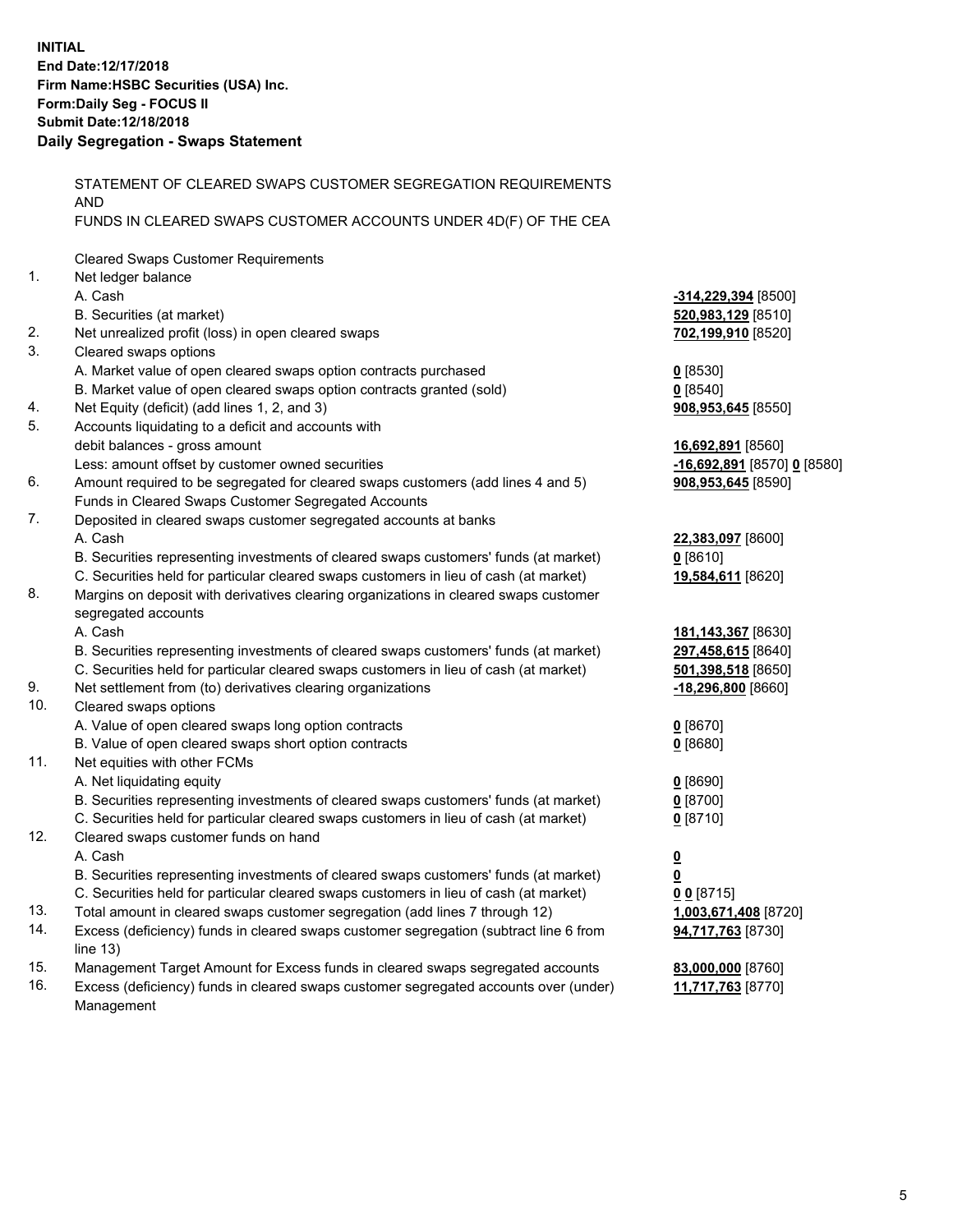**INITIAL**
**End Date:12/17/2018**
**Firm Name:HSBC Securities (USA) Inc.**
**Form:Daily Seg - FOCUS II**
**Submit Date:12/18/2018**
**Daily Segregation - Swaps Statement**

STATEMENT OF CLEARED SWAPS CUSTOMER SEGREGATION REQUIREMENTS AND FUNDS IN CLEARED SWAPS CUSTOMER ACCOUNTS UNDER 4D(F) OF THE CEA

| | | |
|---|---|---|
| | Cleared Swaps Customer Requirements | |
| 1. | Net ledger balance | |
| | A. Cash | **-314,229,394** [8500] |
| | B. Securities (at market) | **520,983,129** [8510] |
| 2. | Net unrealized profit (loss) in open cleared swaps | **702,199,910** [8520] |
| 3. | Cleared swaps options | |
| | A. Market value of open cleared swaps option contracts purchased | **0** [8530] |
| | B. Market value of open cleared swaps option contracts granted (sold) | **0** [8540] |
| 4. | Net Equity (deficit) (add lines 1, 2, and 3) | **908,953,645** [8550] |
| 5. | Accounts liquidating to a deficit and accounts with debit balances - gross amount | **16,692,891** [8560] |
| | Less: amount offset by customer owned securities | **-16,692,891** [8570] **0** [8580] |
| 6. | Amount required to be segregated for cleared swaps customers (add lines 4 and 5) | **908,953,645** [8590] |
| | Funds in Cleared Swaps Customer Segregated Accounts | |
| 7. | Deposited in cleared swaps customer segregated accounts at banks | |
| | A. Cash | **22,383,097** [8600] |
| | B. Securities representing investments of cleared swaps customers' funds (at market) | **0** [8610] |
| | C. Securities held for particular cleared swaps customers in lieu of cash (at market) | **19,584,611** [8620] |
| 8. | Margins on deposit with derivatives clearing organizations in cleared swaps customer segregated accounts | |
| | A. Cash | **181,143,367** [8630] |
| | B. Securities representing investments of cleared swaps customers' funds (at market) | **297,458,615** [8640] |
| | C. Securities held for particular cleared swaps customers in lieu of cash (at market) | **501,398,518** [8650] |
| 9. | Net settlement from (to) derivatives clearing organizations | **-18,296,800** [8660] |
| 10. | Cleared swaps options | |
| | A. Value of open cleared swaps long option contracts | **0** [8670] |
| | B. Value of open cleared swaps short option contracts | **0** [8680] |
| 11. | Net equities with other FCMs | |
| | A. Net liquidating equity | **0** [8690] |
| | B. Securities representing investments of cleared swaps customers' funds (at market) | **0** [8700] |
| | C. Securities held for particular cleared swaps customers in lieu of cash (at market) | **0** [8710] |
| 12. | Cleared swaps customer funds on hand | |
| | A. Cash | **0** |
| | B. Securities representing investments of cleared swaps customers' funds (at market) | **0** |
| | C. Securities held for particular cleared swaps customers in lieu of cash (at market) | **0** **0** [8715] |
| 13. | Total amount in cleared swaps customer segregation (add lines 7 through 12) | **1,003,671,408** [8720] |
| 14. | Excess (deficiency) funds in cleared swaps customer segregation (subtract line 6 from line 13) | **94,717,763** [8730] |
| 15. | Management Target Amount for Excess funds in cleared swaps segregated accounts | **83,000,000** [8760] |
| 16. | Excess (deficiency) funds in cleared swaps customer segregated accounts over (under) Management | **11,717,763** [8770] |